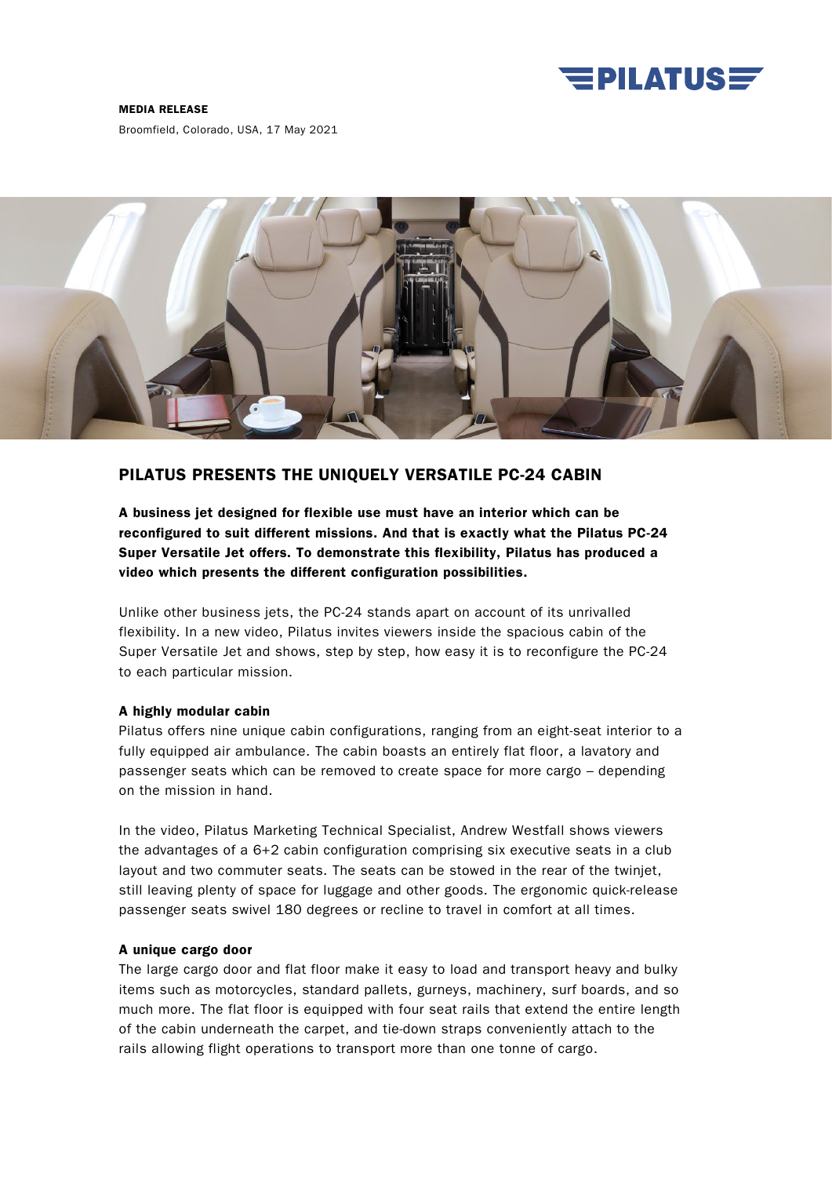**MEDIA RELEASE**

Broomfield, Colorado, USA, 17 May 2021

## PILATUS PRESENTS THE UNIQUELY VERSATILE PC-24 CABIN

**A business jet designed for flexible use must have an interior which can be reconfigured to suit different missions. And that is exactly what the Pilatus PC-24 Super Versatile Jet offers. To demonstrate this flexibility, Pilatus has produced a video which presents the different configuration possibilities.**

Unlike other business jets, the PC-24 stands apart on account of its unrivalled flexibility. In a new video, Pilatus invites viewers inside the spacious cabin of the Super Versatile Jet and shows, step by step, how easy it is to reconfigure the PC-24 to each particular mission.

### A highly modular cabin

Pilatus offers nine unique cabin configurations, ranging from an eight-seat interior to a fully equipped air ambulance. The cabin boasts an entirely flat floor, a lavatory and passenger seats which can be removed to create space for more cargo – depending on the mission in hand.

In the video, Pilatus Marketing Technical Specialist, Andrew Westfall shows viewers the advantages of a 6+2 cabin configuration comprising six executive seats in a club layout and two commuter seats. The seats can be stowed in the rear of the twinjet, still leaving plenty of space for luggage and other goods. The ergonomic quick-release passenger seats swivel 180 degrees or recline to travel in comfort at all times.

### A unique cargo door

The large cargo door and flat floor make it easy to load and transport heavy and bulky items such as motorcycles, standard pallets, gurneys, machinery, surf boards, and so much more. The flat floor is equipped with four seat rails that extend the entire length of the cabin underneath the carpet, and tie-down straps conveniently attach to the rails allowing flight operations to transport more than one tonne of cargo.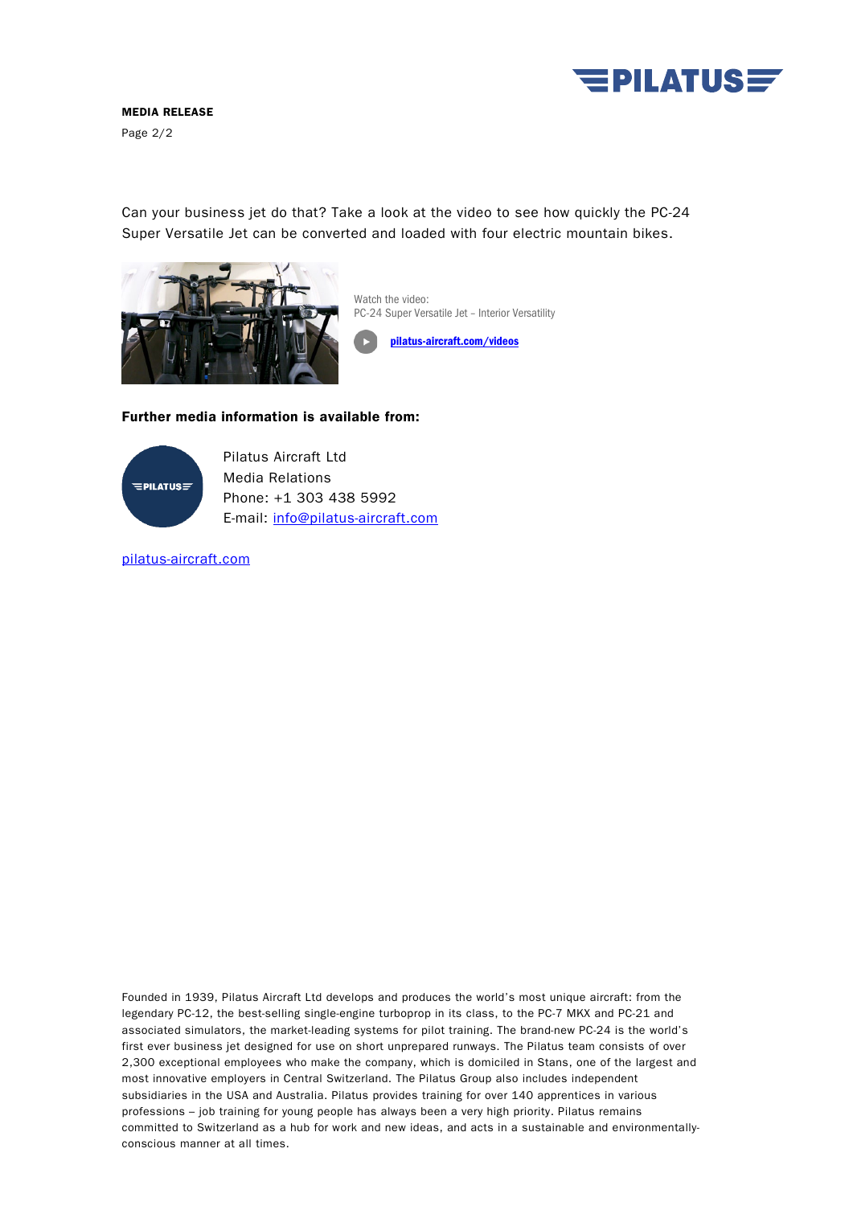Can your business jet do that? Take a look at the video to see how quickly the PC-24 Super Versatile Jet can be converted and loaded with four electric mountain bikes.

Watch the video:
PC-24 Super Versatile Jet – Interior Versatility

[pilatus-aircraft.com/videos](pilatus-aircraft.com/videos)

**Further media information is available from:**

Pilatus Aircraft Ltd
Media Relations
Phone: +1 303 438 5992
E-mail: [info@pilatus-aircraft.com](mailto:info@pilatus-aircraft.com)

[pilatus-aircraft.com](pilatus-aircraft.com)

Founded in 1939, Pilatus Aircraft Ltd develops and produces the world's most unique aircraft: from the legendary PC-12, the best-selling single-engine turboprop in its class, to the PC-7 MKX and PC-21 and associated simulators, the market-leading systems for pilot training. The brand-new PC-24 is the world's first ever business jet designed for use on short unprepared runways. The Pilatus team consists of over 2,300 exceptional employees who make the company, which is domiciled in Stans, one of the largest and most innovative employers in Central Switzerland. The Pilatus Group also includes independent subsidiaries in the USA and Australia. Pilatus provides training for over 140 apprentices in various professions – job training for young people has always been a very high priority. Pilatus remains committed to Switzerland as a hub for work and new ideas, and acts in a sustainable and environmentally-conscious manner at all times.